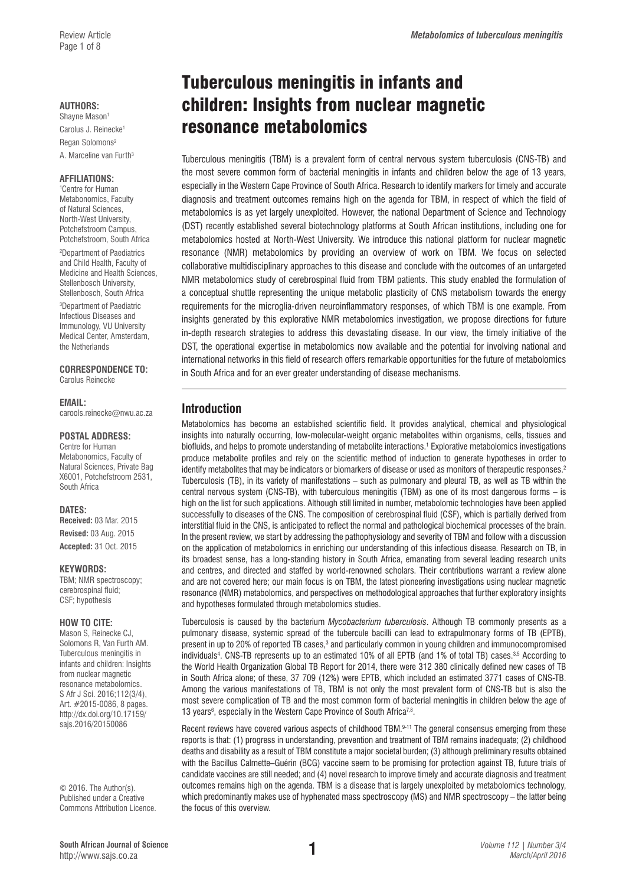# Tuberculous meningitis in infants and children: Insights from nuclear magnetic resonance metabolomics

**AUTHORS:**
Shayne Mason[1]
Carolus J. Reinecke[1]
Regan Solomons[2]
A. Marceline van Furth[3]

**AFFILIATIONS:**
[1]Centre for Human Metabonomics, Faculty of Natural Sciences, North-West University, Potchefstroom Campus, Potchefstroom, South Africa
[2]Department of Paediatrics and Child Health, Faculty of Medicine and Health Sciences, Stellenbosch University, Stellenbosch, South Africa
[3]Department of Paediatric Infectious Diseases and Immunology, VU University Medical Center, Amsterdam, the Netherlands

**CORRESPONDENCE TO:**
Carolus Reinecke

**EMAIL:**
carools.reinecke@nwu.ac.za

**POSTAL ADDRESS:**
Centre for Human Metabonomics, Faculty of Natural Sciences, Private Bag X6001, Potchefstroom 2531, South Africa

**DATES:**
**Received:** 03 Mar. 2015
**Revised:** 03 Aug. 2015
**Accepted:** 31 Oct. 2015

**KEYWORDS:**
TBM; NMR spectroscopy; cerebrospinal fluid; CSF; hypothesis

**HOW TO CITE:**
Mason S, Reinecke CJ, Solomons R, Van Furth AM. Tuberculous meningitis in infants and children: Insights from nuclear magnetic resonance metabolomics. S Afr J Sci. 2016;112(3/4), Art. #2015-0086, 8 pages. http://dx.doi.org/10.17159/sajs.2016/20150086

© 2016. The Author(s). Published under a Creative Commons Attribution Licence.

Tuberculous meningitis (TBM) is a prevalent form of central nervous system tuberculosis (CNS-TB) and the most severe common form of bacterial meningitis in infants and children below the age of 13 years, especially in the Western Cape Province of South Africa. Research to identify markers for timely and accurate diagnosis and treatment outcomes remains high on the agenda for TBM, in respect of which the field of metabolomics is as yet largely unexploited. However, the national Department of Science and Technology (DST) recently established several biotechnology platforms at South African institutions, including one for metabolomics hosted at North-West University. We introduce this national platform for nuclear magnetic resonance (NMR) metabolomics by providing an overview of work on TBM. We focus on selected collaborative multidisciplinary approaches to this disease and conclude with the outcomes of an untargeted NMR metabolomics study of cerebrospinal fluid from TBM patients. This study enabled the formulation of a conceptual shuttle representing the unique metabolic plasticity of CNS metabolism towards the energy requirements for the microglia-driven neuroinflammatory responses, of which TBM is one example. From insights generated by this explorative NMR metabolomics investigation, we propose directions for future in-depth research strategies to address this devastating disease. In our view, the timely initiative of the DST, the operational expertise in metabolomics now available and the potential for involving national and international networks in this field of research offers remarkable opportunities for the future of metabolomics in South Africa and for an ever greater understanding of disease mechanisms.

## Introduction

Metabolomics has become an established scientific field. It provides analytical, chemical and physiological insights into naturally occurring, low-molecular-weight organic metabolites within organisms, cells, tissues and biofluids, and helps to promote understanding of metabolite interactions.[1] Explorative metabolomics investigations produce metabolite profiles and rely on the scientific method of induction to generate hypotheses in order to identify metabolites that may be indicators or biomarkers of disease or used as monitors of therapeutic responses.[2] Tuberculosis (TB), in its variety of manifestations – such as pulmonary and pleural TB, as well as TB within the central nervous system (CNS-TB), with tuberculous meningitis (TBM) as one of its most dangerous forms – is high on the list for such applications. Although still limited in number, metabolomic technologies have been applied successfully to diseases of the CNS. The composition of cerebrospinal fluid (CSF), which is partially derived from interstitial fluid in the CNS, is anticipated to reflect the normal and pathological biochemical processes of the brain. In the present review, we start by addressing the pathophysiology and severity of TBM and follow with a discussion on the application of metabolomics in enriching our understanding of this infectious disease. Research on TB, in its broadest sense, has a long-standing history in South Africa, emanating from several leading research units and centres, and directed and staffed by world-renowned scholars. Their contributions warrant a review alone and are not covered here; our main focus is on TBM, the latest pioneering investigations using nuclear magnetic resonance (NMR) metabolomics, and perspectives on methodological approaches that further exploratory insights and hypotheses formulated through metabolomics studies.

Tuberculosis is caused by the bacterium *Mycobacterium tuberculosis*. Although TB commonly presents as a pulmonary disease, systemic spread of the tubercule bacilli can lead to extrapulmonary forms of TB (EPTB), present in up to 20% of reported TB cases,[3] and particularly common in young children and immunocompromised individuals[4]. CNS-TB represents up to an estimated 10% of all EPTB (and 1% of total TB) cases.[3,5] According to the World Health Organization Global TB Report for 2014, there were 312 380 clinically defined new cases of TB in South Africa alone; of these, 37 709 (12%) were EPTB, which included an estimated 3771 cases of CNS-TB. Among the various manifestations of TB, TBM is not only the most prevalent form of CNS-TB but is also the most severe complication of TB and the most common form of bacterial meningitis in children below the age of 13 years[6], especially in the Western Cape Province of South Africa[7,8].

Recent reviews have covered various aspects of childhood TBM.[9-11] The general consensus emerging from these reports is that: (1) progress in understanding, prevention and treatment of TBM remains inadequate; (2) childhood deaths and disability as a result of TBM constitute a major societal burden; (3) although preliminary results obtained with the Bacillus Calmette–Guérin (BCG) vaccine seem to be promising for protection against TB, future trials of candidate vaccines are still needed; and (4) novel research to improve timely and accurate diagnosis and treatment outcomes remains high on the agenda. TBM is a disease that is largely unexploited by metabolomics technology, which predominantly makes use of hyphenated mass spectroscopy (MS) and NMR spectroscopy – the latter being the focus of this overview.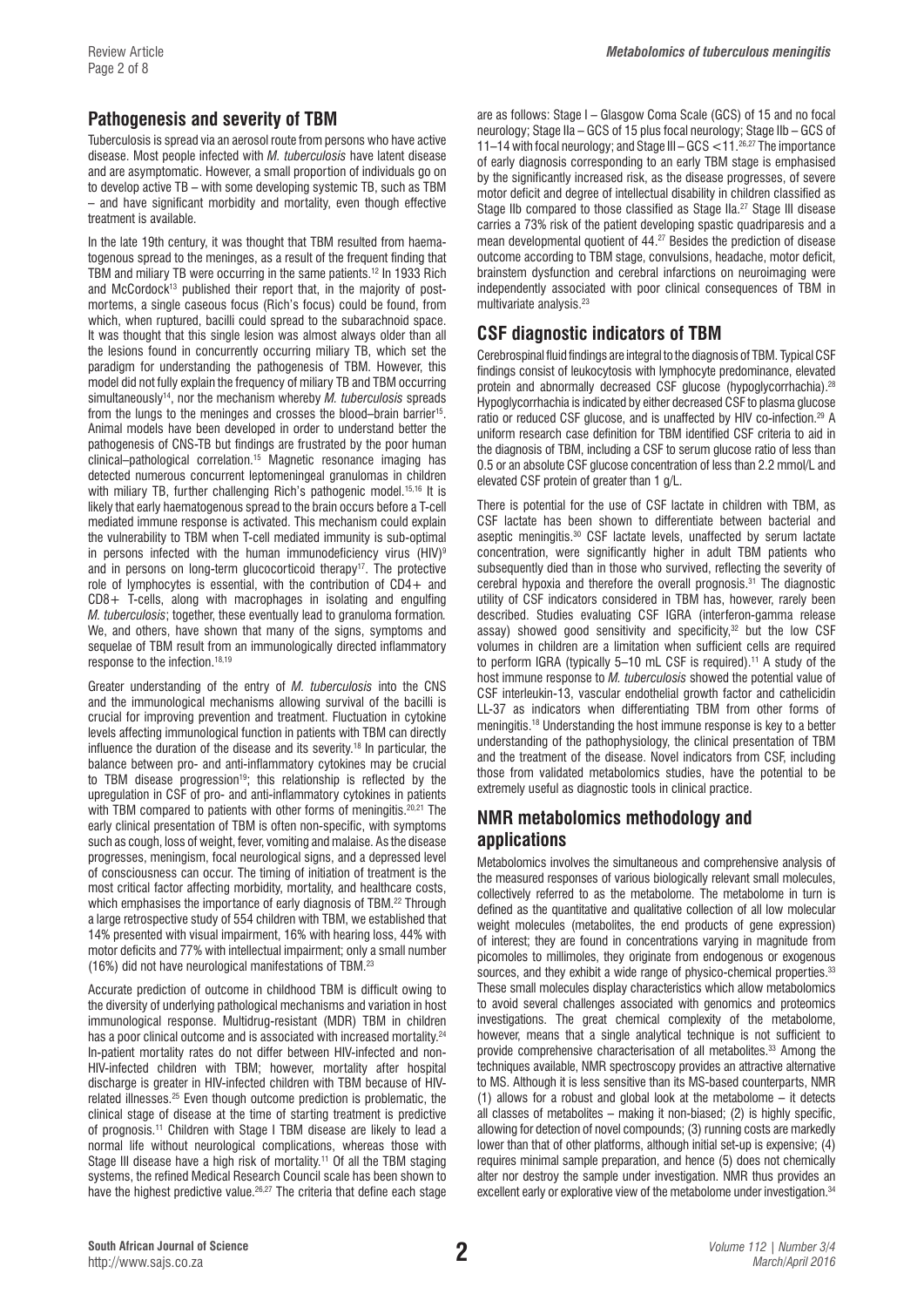## Pathogenesis and severity of TBM

Tuberculosis is spread via an aerosol route from persons who have active disease. Most people infected with *M. tuberculosis* have latent disease and are asymptomatic. However, a small proportion of individuals go on to develop active TB – with some developing systemic TB, such as TBM – and have significant morbidity and mortality, even though effective treatment is available.

In the late 19th century, it was thought that TBM resulted from haematogenous spread to the meninges, as a result of the frequent finding that TBM and miliary TB were occurring in the same patients.[12] In 1933 Rich and McCordock[13] published their report that, in the majority of postmortems, a single caseous focus (Rich's focus) could be found, from which, when ruptured, bacilli could spread to the subarachnoid space. It was thought that this single lesion was almost always older than all the lesions found in concurrently occurring miliary TB, which set the paradigm for understanding the pathogenesis of TBM. However, this model did not fully explain the frequency of miliary TB and TBM occurring simultaneously[14], nor the mechanism whereby *M. tuberculosis* spreads from the lungs to the meninges and crosses the blood–brain barrier[15]. Animal models have been developed in order to understand better the pathogenesis of CNS-TB but findings are frustrated by the poor human clinical–pathological correlation.[15] Magnetic resonance imaging has detected numerous concurrent leptomeningeal granulomas in children with miliary TB, further challenging Rich's pathogenic model.[15,16] It is likely that early haematogenous spread to the brain occurs before a T-cell mediated immune response is activated. This mechanism could explain the vulnerability to TBM when T-cell mediated immunity is sub-optimal in persons infected with the human immunodeficiency virus (HIV)[9] and in persons on long-term glucocorticoid therapy[17]. The protective role of lymphocytes is essential, with the contribution of CD4+ and CD8+ T-cells, along with macrophages in isolating and engulfing *M. tuberculosis*; together, these eventually lead to granuloma formation. We, and others, have shown that many of the signs, symptoms and sequelae of TBM result from an immunologically directed inflammatory response to the infection.[18,19]

Greater understanding of the entry of *M. tuberculosis* into the CNS and the immunological mechanisms allowing survival of the bacilli is crucial for improving prevention and treatment. Fluctuation in cytokine levels affecting immunological function in patients with TBM can directly influence the duration of the disease and its severity.[18] In particular, the balance between pro- and anti-inflammatory cytokines may be crucial to TBM disease progression[19]; this relationship is reflected by the upregulation in CSF of pro- and anti-inflammatory cytokines in patients with TBM compared to patients with other forms of meningitis.[20,21] The early clinical presentation of TBM is often non-specific, with symptoms such as cough, loss of weight, fever, vomiting and malaise. As the disease progresses, meningism, focal neurological signs, and a depressed level of consciousness can occur. The timing of initiation of treatment is the most critical factor affecting morbidity, mortality, and healthcare costs, which emphasises the importance of early diagnosis of TBM.[22] Through a large retrospective study of 554 children with TBM, we established that 14% presented with visual impairment, 16% with hearing loss, 44% with motor deficits and 77% with intellectual impairment; only a small number (16%) did not have neurological manifestations of TBM.[23]

Accurate prediction of outcome in childhood TBM is difficult owing to the diversity of underlying pathological mechanisms and variation in host immunological response. Multidrug-resistant (MDR) TBM in children has a poor clinical outcome and is associated with increased mortality.[24] In-patient mortality rates do not differ between HIV-infected and non-HIV-infected children with TBM; however, mortality after hospital discharge is greater in HIV-infected children with TBM because of HIV-related illnesses.[25] Even though outcome prediction is problematic, the clinical stage of disease at the time of starting treatment is predictive of prognosis.[11] Children with Stage I TBM disease are likely to lead a normal life without neurological complications, whereas those with Stage III disease have a high risk of mortality.[11] Of all the TBM staging systems, the refined Medical Research Council scale has been shown to have the highest predictive value.[26,27] The criteria that define each stage are as follows: Stage I – Glasgow Coma Scale (GCS) of 15 and no focal neurology; Stage IIa – GCS of 15 plus focal neurology; Stage IIb – GCS of 11–14 with focal neurology; and Stage III – GCS <11.[26,27] The importance of early diagnosis corresponding to an early TBM stage is emphasised by the significantly increased risk, as the disease progresses, of severe motor deficit and degree of intellectual disability in children classified as Stage IIb compared to those classified as Stage IIa.[27] Stage III disease carries a 73% risk of the patient developing spastic quadriparesis and a mean developmental quotient of 44.[27] Besides the prediction of disease outcome according to TBM stage, convulsions, headache, motor deficit, brainstem dysfunction and cerebral infarctions on neuroimaging were independently associated with poor clinical consequences of TBM in multivariate analysis.[23]

## CSF diagnostic indicators of TBM

Cerebrospinal fluid findings are integral to the diagnosis of TBM. Typical CSF findings consist of leukocytosis with lymphocyte predominance, elevated protein and abnormally decreased CSF glucose (hypoglycorrhachia).[28] Hypoglycorrhachia is indicated by either decreased CSF to plasma glucose ratio or reduced CSF glucose, and is unaffected by HIV co-infection.[29] A uniform research case definition for TBM identified CSF criteria to aid in the diagnosis of TBM, including a CSF to serum glucose ratio of less than 0.5 or an absolute CSF glucose concentration of less than 2.2 mmol/L and elevated CSF protein of greater than 1 g/L.

There is potential for the use of CSF lactate in children with TBM, as CSF lactate has been shown to differentiate between bacterial and aseptic meningitis.[30] CSF lactate levels, unaffected by serum lactate concentration, were significantly higher in adult TBM patients who subsequently died than in those who survived, reflecting the severity of cerebral hypoxia and therefore the overall prognosis.[31] The diagnostic utility of CSF indicators considered in TBM has, however, rarely been described. Studies evaluating CSF IGRA (interferon-gamma release assay) showed good sensitivity and specificity,[32] but the low CSF volumes in children are a limitation when sufficient cells are required to perform IGRA (typically 5–10 mL CSF is required).[11] A study of the host immune response to *M. tuberculosis* showed the potential value of CSF interleukin-13, vascular endothelial growth factor and cathelicidin LL-37 as indicators when differentiating TBM from other forms of meningitis.[18] Understanding the host immune response is key to a better understanding of the pathophysiology, the clinical presentation of TBM and the treatment of the disease. Novel indicators from CSF, including those from validated metabolomics studies, have the potential to be extremely useful as diagnostic tools in clinical practice.

## NMR metabolomics methodology and applications

Metabolomics involves the simultaneous and comprehensive analysis of the measured responses of various biologically relevant small molecules, collectively referred to as the metabolome. The metabolome in turn is defined as the quantitative and qualitative collection of all low molecular weight molecules (metabolites, the end products of gene expression) of interest; they are found in concentrations varying in magnitude from picomoles to millimoles, they originate from endogenous or exogenous sources, and they exhibit a wide range of physico-chemical properties.[33] These small molecules display characteristics which allow metabolomics to avoid several challenges associated with genomics and proteomics investigations. The great chemical complexity of the metabolome, however, means that a single analytical technique is not sufficient to provide comprehensive characterisation of all metabolites.[33] Among the techniques available, NMR spectroscopy provides an attractive alternative to MS. Although it is less sensitive than its MS-based counterparts, NMR (1) allows for a robust and global look at the metabolome – it detects all classes of metabolites – making it non-biased; (2) is highly specific, allowing for detection of novel compounds; (3) running costs are markedly lower than that of other platforms, although initial set-up is expensive; (4) requires minimal sample preparation, and hence (5) does not chemically alter nor destroy the sample under investigation. NMR thus provides an excellent early or explorative view of the metabolome under investigation.[34]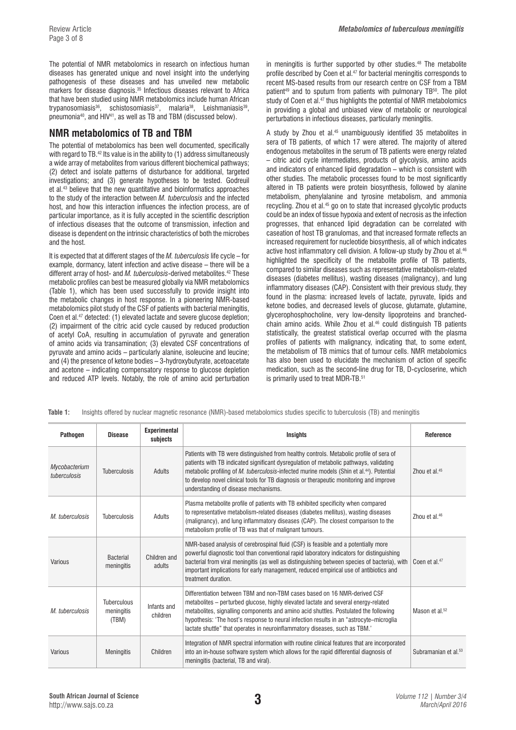The potential of NMR metabolomics in research on infectious human diseases has generated unique and novel insight into the underlying pathogenesis of these diseases and has unveiled new metabolic markers for disease diagnosis.[35] Infectious diseases relevant to Africa that have been studied using NMR metabolomics include human African trypanosomiasis[36], schistosomiasis[37], malaria[38], Leishmaniasis[39], pneumonia[40], and HIV[41], as well as TB and TBM (discussed below).

## NMR metabolomics of TB and TBM

The potential of metabolomics has been well documented, specifically with regard to TB.[42] Its value is in the ability to (1) address simultaneously a wide array of metabolites from various different biochemical pathways; (2) detect and isolate patterns of disturbance for additional, targeted investigations; and (3) generate hypotheses to be tested. Godreuil et al.[43] believe that the new quantitative and bioinformatics approaches to the study of the interaction between *M. tuberculosis* and the infected host, and how this interaction influences the infection process, are of particular importance, as it is fully accepted in the scientific description of infectious diseases that the outcome of transmission, infection and disease is dependent on the intrinsic characteristics of both the microbes and the host.

It is expected that at different stages of the *M. tuberculosis* life cycle – for example, dormancy, latent infection and active disease – there will be a different array of host- and *M. tuberculosis*-derived metabolites.[42] These metabolic profiles can best be measured globally via NMR metabolomics (Table 1), which has been used successfully to provide insight into the metabolic changes in host response. In a pioneering NMR-based metabolomics pilot study of the CSF of patients with bacterial meningitis, Coen et al.[47] detected: (1) elevated lactate and severe glucose depletion; (2) impairment of the citric acid cycle caused by reduced production of acetyl CoA, resulting in accumulation of pyruvate and generation of amino acids via transamination; (3) elevated CSF concentrations of pyruvate and amino acids – particularly alanine, isoleucine and leucine; and (4) the presence of ketone bodies – 3-hydroxybutyrate, acetoacetate and acetone – indicating compensatory response to glucose depletion and reduced ATP levels. Notably, the role of amino acid perturbation in meningitis is further supported by other studies.[48] The metabolite profile described by Coen et al.[47] for bacterial meningitis corresponds to recent MS-based results from our research centre on CSF from a TBM patient[49] and to sputum from patients with pulmonary TB[50]. The pilot study of Coen et al.[47] thus highlights the potential of NMR metabolomics in providing a global and unbiased view of metabolic or neurological perturbations in infectious diseases, particularly meningitis.

A study by Zhou et al.[45] unambiguously identified 35 metabolites in sera of TB patients, of which 17 were altered. The majority of altered endogenous metabolites in the serum of TB patients were energy related – citric acid cycle intermediates, products of glycolysis, amino acids and indicators of enhanced lipid degradation – which is consistent with other studies. The metabolic processes found to be most significantly altered in TB patients were protein biosynthesis, followed by alanine metabolism, phenylalanine and tyrosine metabolism, and ammonia recycling. Zhou et al.[45] go on to state that increased glycolytic products could be an index of tissue hypoxia and extent of necrosis as the infection progresses, that enhanced lipid degradation can be correlated with caseation of host TB granulomas, and that increased formate reflects an increased requirement for nucleotide biosynthesis, all of which indicates active host inflammatory cell division. A follow-up study by Zhou et al.[46] highlighted the specificity of the metabolite profile of TB patients, compared to similar diseases such as representative metabolism-related diseases (diabetes mellitus), wasting diseases (malignancy), and lung inflammatory diseases (CAP). Consistent with their previous study, they found in the plasma: increased levels of lactate, pyruvate, lipids and ketone bodies, and decreased levels of glucose, glutamate, glutamine, glycerophosphocholine, very low-density lipoproteins and branched-chain amino acids. While Zhou et al.[46] could distinguish TB patients statistically, the greatest statistical overlap occurred with the plasma profiles of patients with malignancy, indicating that, to some extent, the metabolism of TB mimics that of tumour cells. NMR metabolomics has also been used to elucidate the mechanism of action of specific medication, such as the second-line drug for TB, D-cycloserine, which is primarily used to treat MDR-TB.[51]

**Table 1:** Insights offered by nuclear magnetic resonance (NMR)-based metabolomics studies specific to tuberculosis (TB) and meningitis

| Pathogen | Disease | Experimental subjects | Insights | Reference |
|---|---|---|---|---|
| *Mycobacterium tuberculosis* | Tuberculosis | Adults | Patients with TB were distinguished from healthy controls. Metabolic profile of sera of patients with TB indicated significant dysregulation of metabolic pathways, validating metabolic profiling of *M. tuberculosis*-infected murine models (Shin et al.[44]). Potential to develop novel clinical tools for TB diagnosis or therapeutic monitoring and improve understanding of disease mechanisms. | Zhou et al.[45] |
| *M. tuberculosis* | Tuberculosis | Adults | Plasma metabolite profile of patients with TB exhibited specificity when compared to representative metabolism-related diseases (diabetes mellitus), wasting diseases (malignancy), and lung inflammatory diseases (CAP). The closest comparison to the metabolism profile of TB was that of malignant tumours. | Zhou et al.[46] |
| Various | Bacterial meningitis | Children and adults | NMR-based analysis of cerebrospinal fluid (CSF) is feasible and a potentially more powerful diagnostic tool than conventional rapid laboratory indicators for distinguishing bacterial from viral meningitis (as well as distinguishing between species of bacteria), with important implications for early management, reduced empirical use of antibiotics and treatment duration. | Coen et al.[47] |
| *M. tuberculosis* | Tuberculous meningitis (TBM) | Infants and children | Differentiation between TBM and non-TBM cases based on 16 NMR-derived CSF metabolites – perturbed glucose, highly elevated lactate and several energy-related metabolites, signalling components and amino acid shuttles. Postulated the following hypothesis: 'The host's response to neural infection results in an "astrocyte–microglia lactate shuttle" that operates in neuroinflammatory diseases, such as TBM.' | Mason et al.[52] |
| Various | Meningitis | Children | Integration of NMR spectral information with routine clinical features that are incorporated into an in-house software system which allows for the rapid differential diagnosis of meningitis (bacterial, TB and viral). | Subramanian et al.[53] |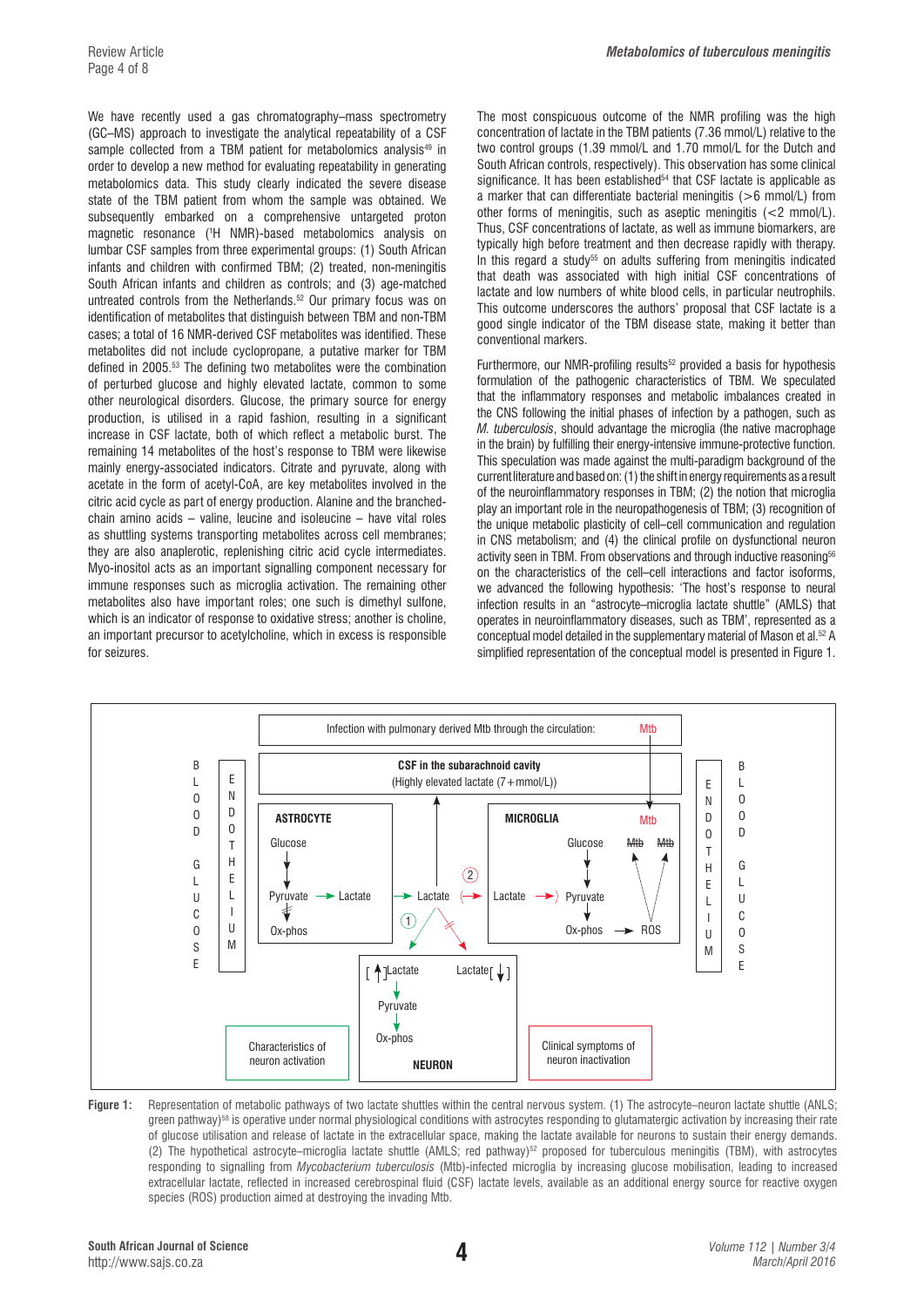We have recently used a gas chromatography–mass spectrometry (GC–MS) approach to investigate the analytical repeatability of a CSF sample collected from a TBM patient for metabolomics analysis[49] in order to develop a new method for evaluating repeatability in generating metabolomics data. This study clearly indicated the severe disease state of the TBM patient from whom the sample was obtained. We subsequently embarked on a comprehensive untargeted proton magnetic resonance ($^{1}$H NMR)-based metabolomics analysis on lumbar CSF samples from three experimental groups: (1) South African infants and children with confirmed TBM; (2) treated, non-meningitis South African infants and children as controls; and (3) age-matched untreated controls from the Netherlands.[52] Our primary focus was on identification of metabolites that distinguish between TBM and non-TBM cases; a total of 16 NMR-derived CSF metabolites was identified. These metabolites did not include cyclopropane, a putative marker for TBM defined in 2005.[53] The defining two metabolites were the combination of perturbed glucose and highly elevated lactate, common to some other neurological disorders. Glucose, the primary source for energy production, is utilised in a rapid fashion, resulting in a significant increase in CSF lactate, both of which reflect a metabolic burst. The remaining 14 metabolites of the host's response to TBM were likewise mainly energy-associated indicators. Citrate and pyruvate, along with acetate in the form of acetyl-CoA, are key metabolites involved in the citric acid cycle as part of energy production. Alanine and the branched-chain amino acids – valine, leucine and isoleucine – have vital roles as shuttling systems transporting metabolites across cell membranes; they are also anaplerotic, replenishing citric acid cycle intermediates. Myo-inositol acts as an important signalling component necessary for immune responses such as microglia activation. The remaining other metabolites also have important roles; one such is dimethyl sulfone, which is an indicator of response to oxidative stress; another is choline, an important precursor to acetylcholine, which in excess is responsible for seizures.

The most conspicuous outcome of the NMR profiling was the high concentration of lactate in the TBM patients (7.36 mmol/L) relative to the two control groups (1.39 mmol/L and 1.70 mmol/L for the Dutch and South African controls, respectively). This observation has some clinical significance. It has been established[54] that CSF lactate is applicable as a marker that can differentiate bacterial meningitis (>6 mmol/L) from other forms of meningitis, such as aseptic meningitis (<2 mmol/L). Thus, CSF concentrations of lactate, as well as immune biomarkers, are typically high before treatment and then decrease rapidly with therapy. In this regard a study[55] on adults suffering from meningitis indicated that death was associated with high initial CSF concentrations of lactate and low numbers of white blood cells, in particular neutrophils. This outcome underscores the authors' proposal that CSF lactate is a good single indicator of the TBM disease state, making it better than conventional markers.

Furthermore, our NMR-profiling results[52] provided a basis for hypothesis formulation of the pathogenic characteristics of TBM. We speculated that the inflammatory responses and metabolic imbalances created in the CNS following the initial phases of infection by a pathogen, such as *M. tuberculosis*, should advantage the microglia (the native macrophage in the brain) by fulfilling their energy-intensive immune-protective function. This speculation was made against the multi-paradigm background of the current literature and based on: (1) the shift in energy requirements as a result of the neuroinflammatory responses in TBM; (2) the notion that microglia play an important role in the neuropathogenesis of TBM; (3) recognition of the unique metabolic plasticity of cell–cell communication and regulation in CNS metabolism; and (4) the clinical profile on dysfunctional neuron activity seen in TBM. From observations and through inductive reasoning[56] on the characteristics of the cell–cell interactions and factor isoforms, we advanced the following hypothesis: 'The host's response to neural infection results in an "astrocyte–microglia lactate shuttle" (AMLS) that operates in neuroinflammatory diseases, such as TBM', represented as a conceptual model detailed in the supplementary material of Mason et al.[52] A simplified representation of the conceptual model is presented in Figure 1.

**Figure 1:** Representation of metabolic pathways of two lactate shuttles within the central nervous system. (1) The astrocyte–neuron lactate shuttle (ANLS; green pathway)[58] is operative under normal physiological conditions with astrocytes responding to glutamatergic activation by increasing their rate of glucose utilisation and release of lactate in the extracellular space, making the lactate available for neurons to sustain their energy demands. (2) The hypothetical astrocyte–microglia lactate shuttle (AMLS; red pathway)[52] proposed for tuberculous meningitis (TBM), with astrocytes responding to signalling from *Mycobacterium tuberculosis* (Mtb)-infected microglia by increasing glucose mobilisation, leading to increased extracellular lactate, reflected in increased cerebrospinal fluid (CSF) lactate levels, available as an additional energy source for reactive oxygen species (ROS) production aimed at destroying the invading Mtb.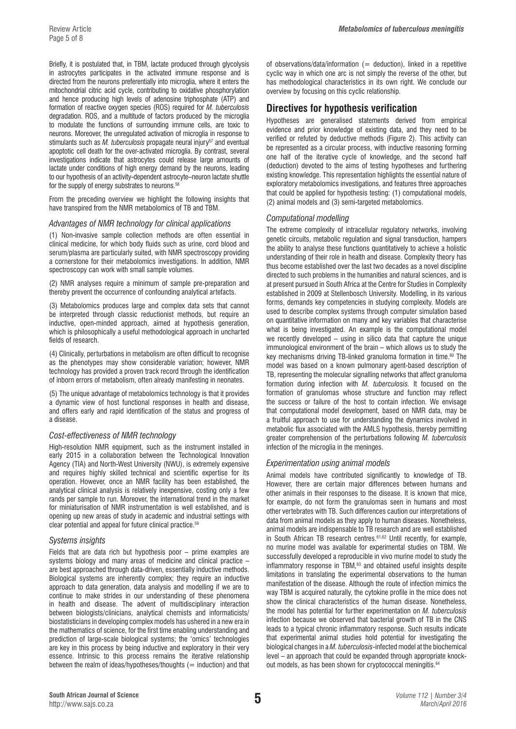Briefly, it is postulated that, in TBM, lactate produced through glycolysis in astrocytes participates in the activated immune response and is directed from the neurons preferentially into microglia, where it enters the mitochondrial citric acid cycle, contributing to oxidative phosphorylation and hence producing high levels of adenosine triphosphate (ATP) and formation of reactive oxygen species (ROS) required for *M. tuberculosis* degradation. ROS, and a multitude of factors produced by the microglia to modulate the functions of surrounding immune cells, are toxic to neurons. Moreover, the unregulated activation of microglia in response to stimulants such as *M. tuberculosis* propagate neural injury[57] and eventual apoptotic cell death for the over-activated microglia. By contrast, several investigations indicate that astrocytes could release large amounts of lactate under conditions of high energy demand by the neurons, leading to our hypothesis of an activity-dependent astrocyte–neuron lactate shuttle for the supply of energy substrates to neurons.[58]

From the preceding overview we highlight the following insights that have transpired from the NMR metabolomics of TB and TBM.

### *Advantages of NMR technology for clinical applications*

(1) Non-invasive sample collection methods are often essential in clinical medicine, for which body fluids such as urine, cord blood and serum/plasma are particularly suited, with NMR spectroscopy providing a cornerstone for their metabolomics investigations. In addition, NMR spectroscopy can work with small sample volumes.

(2) NMR analyses require a minimum of sample pre-preparation and thereby prevent the occurrence of confounding analytical artefacts.

(3) Metabolomics produces large and complex data sets that cannot be interpreted through classic reductionist methods, but require an inductive, open-minded approach, aimed at hypothesis generation, which is philosophically a useful methodological approach in uncharted fields of research.

(4) Clinically, perturbations in metabolism are often difficult to recognise as the phenotypes may show considerable variation; however, NMR technology has provided a proven track record through the identification of inborn errors of metabolism, often already manifesting in neonates.

(5) The unique advantage of metabolomics technology is that it provides a dynamic view of host functional responses in health and disease, and offers early and rapid identification of the status and progress of a disease.

### *Cost-effectiveness of NMR technology*

High-resolution NMR equipment, such as the instrument installed in early 2015 in a collaboration between the Technological Innovation Agency (TIA) and North-West University (NWU), is extremely expensive and requires highly skilled technical and scientific expertise for its operation. However, once an NMR facility has been established, the analytical clinical analysis is relatively inexpensive, costing only a few rands per sample to run. Moreover, the international trend in the market for miniaturisation of NMR instrumentation is well established, and is opening up new areas of study in academic and industrial settings with clear potential and appeal for future clinical practice.[59]

### *Systems insights*

Fields that are data rich but hypothesis poor – prime examples are systems biology and many areas of medicine and clinical practice – are best approached through data-driven, essentially inductive methods. Biological systems are inherently complex; they require an inductive approach to data generation, data analysis and modelling if we are to continue to make strides in our understanding of these phenomena in health and disease. The advent of multidisciplinary interaction between biologists/clinicians, analytical chemists and informaticists/biostatisticians in developing complex models has ushered in a new era in the mathematics of science, for the first time enabling understanding and prediction of large-scale biological systems; the 'omics' technologies are key in this process by being inductive and exploratory in their very essence. Intrinsic to this process remains the iterative relationship between the realm of ideas/hypotheses/thoughts (= induction) and that of observations/data/information (= deduction), linked in a repetitive cyclic way in which one arc is not simply the reverse of the other, but has methodological characteristics in its own right. We conclude our overview by focusing on this cyclic relationship.

## Directives for hypothesis verification

Hypotheses are generalised statements derived from empirical evidence and prior knowledge of existing data, and they need to be verified or refuted by deductive methods (Figure 2). This activity can be represented as a circular process, with inductive reasoning forming one half of the iterative cycle of knowledge, and the second half (deduction) devoted to the aims of testing hypotheses and furthering existing knowledge. This representation highlights the essential nature of exploratory metabolomics investigations, and features three approaches that could be applied for hypothesis testing: (1) computational models, (2) animal models and (3) semi-targeted metabolomics.

### *Computational modelling*

The extreme complexity of intracellular regulatory networks, involving genetic circuits, metabolic regulation and signal transduction, hampers the ability to analyse these functions quantitatively to achieve a holistic understanding of their role in health and disease. Complexity theory has thus become established over the last two decades as a novel discipline directed to such problems in the humanities and natural sciences, and is at present pursued in South Africa at the Centre for Studies in Complexity established in 2009 at Stellenbosch University. Modelling, in its various forms, demands key competencies in studying complexity. Models are used to describe complex systems through computer simulation based on quantitative information on many and key variables that characterise what is being investigated. An example is the computational model we recently developed – using in silico data that capture the unique immunological environment of the brain – which allows us to study the key mechanisms driving TB-linked granuloma formation in time.[60] The model was based on a known pulmonary agent-based description of TB, representing the molecular signalling networks that affect granuloma formation during infection with *M. tuberculosis*. It focused on the formation of granulomas whose structure and function may reflect the success or failure of the host to contain infection. We envisage that computational model development, based on NMR data, may be a fruitful approach to use for understanding the dynamics involved in metabolic flux associated with the AMLS hypothesis, thereby permitting greater comprehension of the perturbations following *M. tuberculosis* infection of the microglia in the meninges.

### *Experimentation using animal models*

Animal models have contributed significantly to knowledge of TB. However, there are certain major differences between humans and other animals in their responses to the disease. It is known that mice, for example, do not form the granulomas seen in humans and most other vertebrates with TB. Such differences caution our interpretations of data from animal models as they apply to human diseases. Nonetheless, animal models are indispensable to TB research and are well established in South African TB research centres.[61,62] Until recently, for example, no murine model was available for experimental studies on TBM. We successfully developed a reproducible in vivo murine model to study the inflammatory response in TBM,[63] and obtained useful insights despite limitations in translating the experimental observations to the human manifestation of the disease. Although the route of infection mimics the way TBM is acquired naturally, the cytokine profile in the mice does not show the clinical characteristics of the human disease. Nonetheless, the model has potential for further experimentation on *M. tuberculosis* infection because we observed that bacterial growth of TB in the CNS leads to a typical chronic inflammatory response. Such results indicate that experimental animal studies hold potential for investigating the biological changes in a *M. tuberculosis*-infected model at the biochemical level – an approach that could be expanded through appropriate knock-out models, as has been shown for cryptococcal meningitis.[64]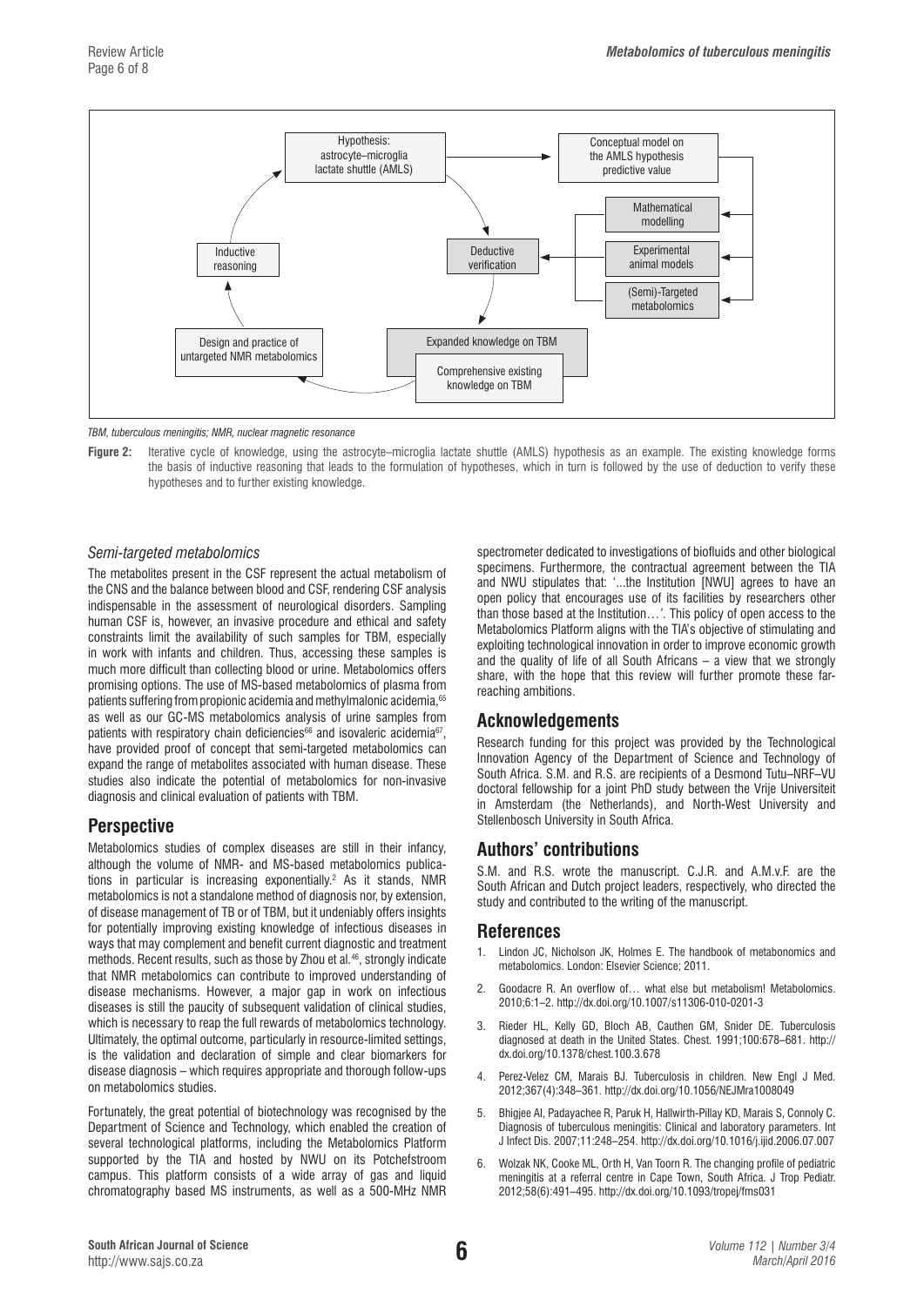TBM, tuberculous meningitis; NMR, nuclear magnetic resonance

**Figure 2:** Iterative cycle of knowledge, using the astrocyte–microglia lactate shuttle (AMLS) hypothesis as an example. The existing knowledge forms the basis of inductive reasoning that leads to the formulation of hypotheses, which in turn is followed by the use of deduction to verify these hypotheses and to further existing knowledge.

### *Semi-targeted metabolomics*

The metabolites present in the CSF represent the actual metabolism of the CNS and the balance between blood and CSF, rendering CSF analysis indispensable in the assessment of neurological disorders. Sampling human CSF is, however, an invasive procedure and ethical and safety constraints limit the availability of such samples for TBM, especially in work with infants and children. Thus, accessing these samples is much more difficult than collecting blood or urine. Metabolomics offers promising options. The use of MS-based metabolomics of plasma from patients suffering from propionic acidemia and methylmalonic acidemia,[65] as well as our GC-MS metabolomics analysis of urine samples from patients with respiratory chain deficiencies[66] and isovaleric acidemia[67], have provided proof of concept that semi-targeted metabolomics can expand the range of metabolites associated with human disease. These studies also indicate the potential of metabolomics for non-invasive diagnosis and clinical evaluation of patients with TBM.

## Perspective

Metabolomics studies of complex diseases are still in their infancy, although the volume of NMR- and MS-based metabolomics publications in particular is increasing exponentially.[2] As it stands, NMR metabolomics is not a standalone method of diagnosis nor, by extension, of disease management of TB or of TBM, but it undeniably offers insights for potentially improving existing knowledge of infectious diseases in ways that may complement and benefit current diagnostic and treatment methods. Recent results, such as those by Zhou et al.[46], strongly indicate that NMR metabolomics can contribute to improved understanding of disease mechanisms. However, a major gap in work on infectious diseases is still the paucity of subsequent validation of clinical studies, which is necessary to reap the full rewards of metabolomics technology. Ultimately, the optimal outcome, particularly in resource-limited settings, is the validation and declaration of simple and clear biomarkers for disease diagnosis – which requires appropriate and thorough follow-ups on metabolomics studies.

Fortunately, the great potential of biotechnology was recognised by the Department of Science and Technology, which enabled the creation of several technological platforms, including the Metabolomics Platform supported by the TIA and hosted by NWU on its Potchefstroom campus. This platform consists of a wide array of gas and liquid chromatography based MS instruments, as well as a 500-MHz NMR spectrometer dedicated to investigations of biofluids and other biological specimens. Furthermore, the contractual agreement between the TIA and NWU stipulates that: '...the Institution [NWU] agrees to have an open policy that encourages use of its facilities by researchers other than those based at the Institution…'. This policy of open access to the Metabolomics Platform aligns with the TIA's objective of stimulating and exploiting technological innovation in order to improve economic growth and the quality of life of all South Africans – a view that we strongly share, with the hope that this review will further promote these far-reaching ambitions.

## Acknowledgements

Research funding for this project was provided by the Technological Innovation Agency of the Department of Science and Technology of South Africa. S.M. and R.S. are recipients of a Desmond Tutu–NRF–VU doctoral fellowship for a joint PhD study between the Vrije Universiteit in Amsterdam (the Netherlands), and North-West University and Stellenbosch University in South Africa.

## Authors' contributions

S.M. and R.S. wrote the manuscript. C.J.R. and A.M.v.F. are the South African and Dutch project leaders, respectively, who directed the study and contributed to the writing of the manuscript.

## References

1. Lindon JC, Nicholson JK, Holmes E. The handbook of metabonomics and metabolomics. London: Elsevier Science; 2011.
2. Goodacre R. An overflow of… what else but metabolism! Metabolomics. 2010;6:1–2. http://dx.doi.org/10.1007/s11306-010-0201-3
3. Rieder HL, Kelly GD, Bloch AB, Cauthen GM, Snider DE. Tuberculosis diagnosed at death in the United States. Chest. 1991;100:678–681. http://dx.doi.org/10.1378/chest.100.3.678
4. Perez-Velez CM, Marais BJ. Tuberculosis in children. New Engl J Med. 2012;367(4):348–361. http://dx.doi.org/10.1056/NEJMra1008049
5. Bhigjee AI, Padayachee R, Paruk H, Hallwirth-Pillay KD, Marais S, Connoly C. Diagnosis of tuberculous meningitis: Clinical and laboratory parameters. Int J Infect Dis. 2007;11:248–254. http://dx.doi.org/10.1016/j.ijid.2006.07.007
6. Wolzak NK, Cooke ML, Orth H, Van Toorn R. The changing profile of pediatric meningitis at a referral centre in Cape Town, South Africa. J Trop Pediatr. 2012;58(6):491–495. http://dx.doi.org/10.1093/tropej/fms031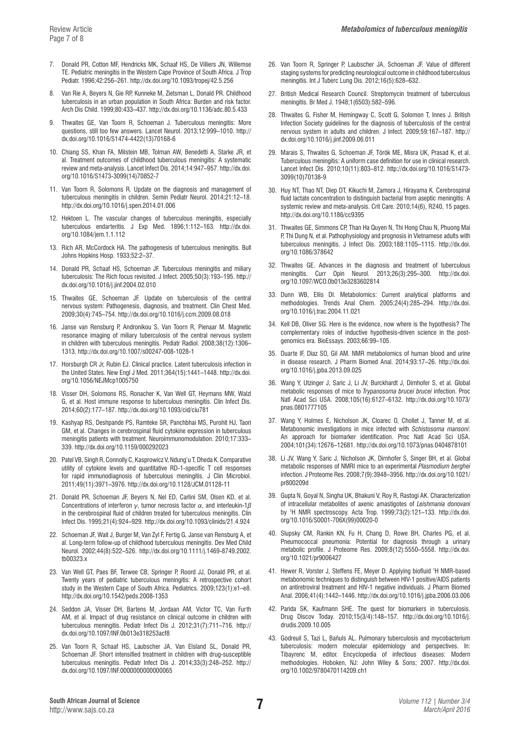7. Donald PR, Cotton MF, Hendricks MK, Schaaf HS, De Villiers JN, Willemse TE. Pediatric meningitis in the Western Cape Province of South Africa. J Trop Pediatr. 1996;42:256–261. http://dx.doi.org/10.1093/tropej/42.5.256

8. Van Rie A, Beyers N, Gie RP, Kunneke M, Zietsman L, Donald PR. Childhood tuberculosis in an urban population in South Africa: Burden and risk factor. Arch Dis Child. 1999;80:433–437. http://dx.doi.org/10.1136/adc.80.5.433

9. Thwaites GE, Van Toorn R, Schoeman J. Tuberculous meningitis: More questions, still too few answers. Lancet Neurol. 2013;12:999–1010. http://dx.doi.org/10.1016/S1474-4422(13)70168-6

10. Chiang SS, Khan FA, Milstein MB, Tolman AW, Benedetti A, Starke JR, et al. Treatment outcomes of childhood tuberculous meningitis: A systematic review and meta-analysis. Lancet Infect Dis. 2014;14:947–957. http://dx.doi.org/10.1016/S1473-3099(14)70852-7

11. Van Toorn R, Solomons R. Update on the diagnosis and management of tuberculous meningitis in children. Semin Pediatr Neurol. 2014;21:12–18. http://dx.doi.org/10.1016/j.spen.2014.01.006

12. Hektoen L. The vascular changes of tuberculous meningitis, especially tuberculous endarteritis. J Exp Med. 1896;1:112–163. http://dx.doi.org/10.1084/jem.1.1.112

13. Rich AR, McCordock HA. The pathogenesis of tuberculous meningitis. Bull Johns Hopkins Hosp. 1933;52:2–37.

14. Donald PR, Schaaf HS, Schoeman JF. Tuberculous meningitis and miliary tuberculosis: The Rich focus revisited. J Infect. 2005;50(3):193–195. http://dx.doi.org/10.1016/j.jinf.2004.02.010

15. Thwaites GE, Schoeman JF. Update on tuberculosis of the central nervous system: Pathogenesis, diagnosis, and treatment. Clin Chest Med. 2009;30(4):745–754. http://dx.doi.org/10.1016/j.ccm.2009.08.018

16. Janse van Rensburg P, Andronikou S, Van Toorn R, Pienaar M. Magnetic resonance imaging of miliary tuberculosis of the central nervous system in children with tuberculous meningitis. Pediatr Radiol. 2008;38(12):1306–1313. http://dx.doi.org/10.1007/s00247-008-1028-1

17. Horsburgh CR Jr, Rubin EJ. Clinical practice. Latent tuberculosis infection in the United States. New Engl J Med. 2011;364(15):1441–1448. http://dx.doi.org/10.1056/NEJMcp1005750

18. Visser DH, Solomons RS, Ronacher K, Van Well GT, Heymans MW, Walzl G, et al. Host immune response to tuberculous meningitis. Clin Infect Dis. 2014;60(2):177–187. http://dx.doi.org/10.1093/cid/ciu781

19. Kashyap RS, Deshpande PS, Ramteke SR, Panchbhai MS, Purohit HJ, Taori GM, et al. Changes in cerebrospinal fluid cytokine expression in tuberculous meningitis patients with treatment. Neuroimmunomodulation. 2010;17:333–339. http://dx.doi.org/10.1159/000292023

20. Patel VB, Singh R, Connolly C, Kasprowicz V, Ndung'u T, Dheda K. Comparative utility of cytokine levels and quantitative RD-1-specific T cell responses for rapid immunodiagnosis of tuberculous meningitis. J Clin Microbiol. 2011;49(11):3971–3976. http://dx.doi.org/10.1128/JCM.01128-11

21. Donald PR, Schoeman JF, Beyers N, Nel ED, Carlini SM, Olsen KD, et al. Concentrations of interferon $\gamma$, tumor necrosis factor $\alpha$, and interleukin-1$\beta$ in the cerebrospinal fluid of children treated for tuberculous meningitis. Clin Infect Dis. 1995;21(4):924–929. http://dx.doi.org/10.1093/clinids/21.4.924

22. Schoeman JF, Wait J, Burger M, Van Zyl F, Fertig G, Janse van Rensburg A, et al. Long-term follow-up of childhood tuberculous meningitis. Dev Med Child Neurol. 2002;44(8):522–526. http://dx.doi.org/10.1111/j.1469-8749.2002.tb00323.x

23. Van Well GT, Paes BF, Terwee CB, Springer P, Roord JJ, Donald PR, et al. Twenty years of pediatric tuberculous meningitis: A retrospective cohort study in the Western Cape of South Africa. Pediatrics. 2009;123(1):e1–e8. http://dx.doi.org/10.1542/peds.2008-1353

24. Seddon JA, Visser DH, Bartens M, Jordaan AM, Victor TC, Van Furth AM, et al. Impact of drug resistance on clinical outcome in children with tuberculous meningitis. Pediatr Infect Dis J. 2012;31(7):711–716. http://dx.doi.org/10.1097/INF.0b013e318253acf8

25. Van Toorn R, Schaaf HS, Laubscher JA, Van Elsland SL, Donald PR, Schoeman JF. Short intensified treatment in children with drug-susceptible tuberculous meningitis. Pediatr Infect Dis J. 2014;33(3):248–252. http://dx.doi.org/10.1097/INF.0000000000000065

26. Van Toorn R, Springer P, Laubscher JA, Schoeman JF. Value of different staging systems for predicting neurological outcome in childhood tuberculous meningitis. Int J Tuberc Lung Dis. 2012;16(5):628–632.

27. British Medical Research Council. Streptomycin treatment of tuberculous meningitis. Br Med J. 1948;1(6503):582–596.

28. Thwaites G, Fisher M, Hemingway C, Scott G, Solomon T, Innes J. British Infection Society guidelines for the diagnosis of tuberculosis of the central nervous system in adults and children. J Infect. 2009;59:167–187. http://dx.doi.org/10.1016/j.jinf.2009.06.011

29. Marais S, Thwaites G, Schoeman JF, Török ME, Misra UK, Prasad K, et al. Tuberculous meningitis: A uniform case definition for use in clinical research. Lancet Infect Dis. 2010;10(11):803–812. http://dx.doi.org/10.1016/S1473-3099(10)70138-9

30. Huy NT, Thao NT, Diep DT, Kikuchi M, Zamora J, Hirayama K. Cerebrospinal fluid lactate concentration to distinguish bacterial from aseptic meningitis: A systemic review and meta-analysis. Crit Care. 2010;14(6), R240, 15 pages. http://dx.doi.org/10.1186/cc9395

31. Thwaites GE, Simmons CP, Than Ha Quyen N, Thi Hong Chau N, Phuong Mai P, Thi Dung N, et al. Pathophysiology and prognosis in Vietnamese adults with tuberculous meningitis. J Infect Dis. 2003;188:1105–1115. http://dx.doi.org/10.1086/378642

32. Thwaites GE. Advances in the diagnosis and treatment of tuberculous meningitis. Curr Opin Neurol. 2013;26(3):295–300. http://dx.doi.org/10.1097/WCO.0b013e3283602814

33. Dunn WB, Ellis DI. Metabolomics: Current analytical platforms and methodologies. Trends Anal Chem. 2005;24(4):285–294. http://dx.doi.org/10.1016/j.trac.2004.11.021

34. Kell DB, Oliver SG. Here is the evidence, now where is the hypothesis? The complementary roles of inductive hypothesis-driven science in the post-genomics era. BioEssays. 2003;66:99–105.

35. Duarte IF, Diaz SO, Gil AM. NMR metabolomics of human blood and urine in disease research. J Pharm Biomed Anal. 2014;93:17–26. http://dx.doi.org/10.1016/j.jpba.2013.09.025

36. Wang Y, Utzinger J, Saric J, Li JV, Burckhardt J, Dirnhofer S, et al. Global metabolic responses of mice to *Trypanosoma brucei brucei* infection. Proc Natl Acad Sci USA. 2008;105(16):6127–6132. http://dx.doi.org/10.1073/pnas.0801777105

37. Wang Y, Holmes E, Nicholson JK, Cloarec O, Chollet J, Tanner M, et al. Metabonomic investigations in mice infected with *Schistosoma mansoni*: An approach for biomarker identification. Proc Natl Acad Sci USA. 2004;101(34):12676–12681. http://dx.doi.org/10.1073/pnas.0404878101

38. Li JV, Wang Y, Saric J, Nicholson JK, Dirnhofer S, Singer BH, et al. Global metabolic responses of NMRI mice to an experimental *Plasmodium berghei* infection. J Proteome Res. 2008;7(9):3948–3956. http://dx.doi.org/10.1021/pr800209d

39. Gupta N, Goyal N, Singha UK, Bhakuni V, Roy R, Rastogi AK. Characterization of intracellular metabolites of axenic amastigotes of *Leishmania donovani* by $^1$H NMR spectroscopy. Acta Trop. 1999;73(2):121–133. http://dx.doi.org/10.1016/S0001-706X(99)00020-0

40. Slupsky CM, Rankin KN, Fu H, Chang D, Rowe BH, Charles PG, et al. Pneumococcal pneumonia: Potential for diagnosis through a urinary metabolic profile. J Proteome Res. 2009;8(12):5550–5558. http://dx.doi.org/10.1021/pr9006427

41. Hewer R, Vorster J, Steffens FE, Meyer D. Applying biofluid $^1$H NMR-based metabonomic techniques to distinguish between HIV-1 positive/AIDS patients on antiretroviral treatment and HIV-1 negative individuals. J Pharm Biomed Anal. 2006;41(4):1442–1446. http://dx.doi.org/10.1016/j.jpba.2006.03.006

42. Parida SK, Kaufmann SHE. The quest for biomarkers in tuberculosis. Drug Discov Today. 2010;15(3/4):148–157. http://dx.doi.org/10.1016/j.drudis.2009.10.005

43. Godreuil S, Tazi L, Bañuls AL. Pulmonary tuberculosis and mycobacterium tuberculosis: modern molecular epidemiology and perspectives. In: Tibayrenc M, editor. Encyclopedia of infectious diseases: Modern methodologies. Hoboken, NJ: John Wiley & Sons; 2007. http://dx.doi.org/10.1002/9780470114209.ch1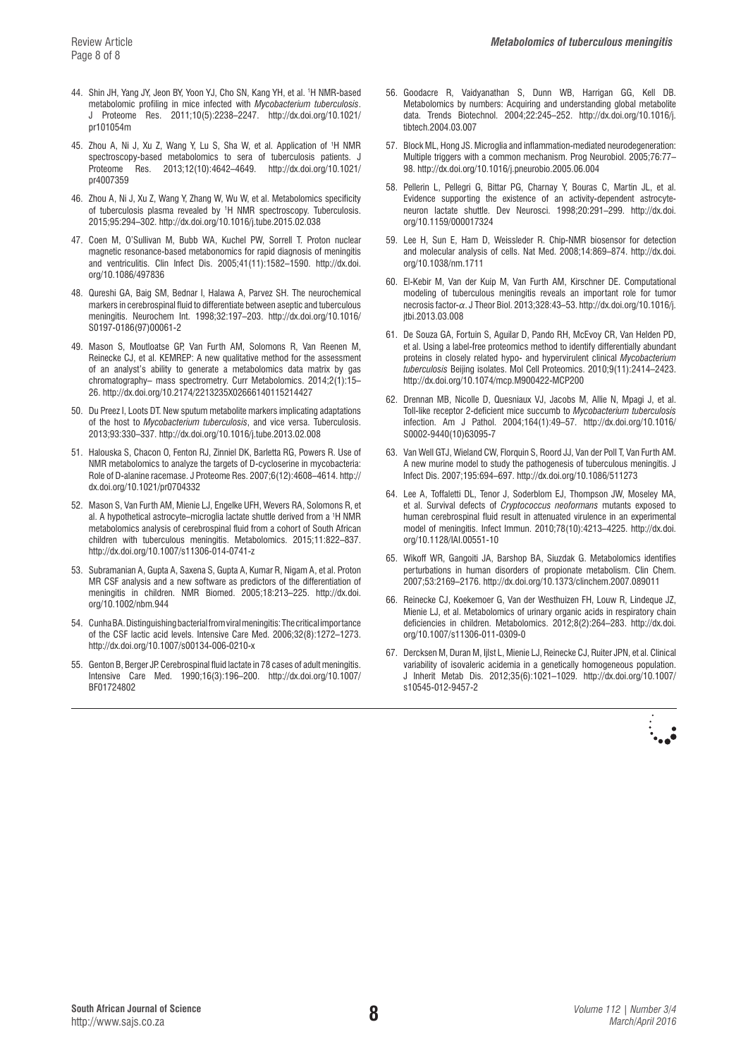44. Shin JH, Yang JY, Jeon BY, Yoon YJ, Cho SN, Kang YH, et al. $^{1}$H NMR-based metabolomic profiling in mice infected with *Mycobacterium tuberculosis*. J Proteome Res. 2011;10(5):2238–2247. http://dx.doi.org/10.1021/pr101054m

45. Zhou A, Ni J, Xu Z, Wang Y, Lu S, Sha W, et al. Application of $^{1}$H NMR spectroscopy-based metabolomics to sera of tuberculosis patients. J Proteome Res. 2013;12(10):4642–4649. http://dx.doi.org/10.1021/pr4007359

46. Zhou A, Ni J, Xu Z, Wang Y, Zhang W, Wu W, et al. Metabolomics specificity of tuberculosis plasma revealed by $^{1}$H NMR spectroscopy. Tuberculosis. 2015;95:294–302. http://dx.doi.org/10.1016/j.tube.2015.02.038

47. Coen M, O'Sullivan M, Bubb WA, Kuchel PW, Sorrell T. Proton nuclear magnetic resonance-based metabonomics for rapid diagnosis of meningitis and ventriculitis. Clin Infect Dis. 2005;41(11):1582–1590. http://dx.doi.org/10.1086/497836

48. Qureshi GA, Baig SM, Bednar I, Halawa A, Parvez SH. The neurochemical markers in cerebrospinal fluid to differentiate between aseptic and tuberculous meningitis. Neurochem Int. 1998;32:197–203. http://dx.doi.org/10.1016/S0197-0186(97)00061-2

49. Mason S, Moutloatse GP, Van Furth AM, Solomons R, Van Reenen M, Reinecke CJ, et al. KEMREP: A new qualitative method for the assessment of an analyst's ability to generate a metabolomics data matrix by gas chromatography– mass spectrometry. Curr Metabolomics. 2014;2(1):15–26. http://dx.doi.org/10.2174/2213235X02666140115214427

50. Du Preez I, Loots DT. New sputum metabolite markers implicating adaptations of the host to *Mycobacterium tuberculosis*, and vice versa. Tuberculosis. 2013;93:330–337. http://dx.doi.org/10.1016/j.tube.2013.02.008

51. Halouska S, Chacon O, Fenton RJ, Zinniel DK, Barletta RG, Powers R. Use of NMR metabolomics to analyze the targets of D-cycloserine in mycobacteria: Role of D-alanine racemase. J Proteome Res. 2007;6(12):4608–4614. http://dx.doi.org/10.1021/pr0704332

52. Mason S, Van Furth AM, Mienie LJ, Engelke UFH, Wevers RA, Solomons R, et al. A hypothetical astrocyte–microglia lactate shuttle derived from a $^{1}$H NMR metabolomics analysis of cerebrospinal fluid from a cohort of South African children with tuberculous meningitis. Metabolomics. 2015;11:822–837. http://dx.doi.org/10.1007/s11306-014-0741-z

53. Subramanian A, Gupta A, Saxena S, Gupta A, Kumar R, Nigam A, et al. Proton MR CSF analysis and a new software as predictors of the differentiation of meningitis in children. NMR Biomed. 2005;18:213–225. http://dx.doi.org/10.1002/nbm.944

54. Cunha BA. Distinguishing bacterial from viral meningitis: The critical importance of the CSF lactic acid levels. Intensive Care Med. 2006;32(8):1272–1273. http://dx.doi.org/10.1007/s00134-006-0210-x

55. Genton B, Berger JP. Cerebrospinal fluid lactate in 78 cases of adult meningitis. Intensive Care Med. 1990;16(3):196–200. http://dx.doi.org/10.1007/BF01724802

56. Goodacre R, Vaidyanathan S, Dunn WB, Harrigan GG, Kell DB. Metabolomics by numbers: Acquiring and understanding global metabolite data. Trends Biotechnol. 2004;22:245–252. http://dx.doi.org/10.1016/j.tibtech.2004.03.007

57. Block ML, Hong JS. Microglia and inflammation-mediated neurodegeneration: Multiple triggers with a common mechanism. Prog Neurobiol. 2005;76:77–98. http://dx.doi.org/10.1016/j.pneurobio.2005.06.004

58. Pellerin L, Pellegri G, Bittar PG, Charnay Y, Bouras C, Martin JL, et al. Evidence supporting the existence of an activity-dependent astrocyte-neuron lactate shuttle. Dev Neurosci. 1998;20:291–299. http://dx.doi.org/10.1159/000017324

59. Lee H, Sun E, Ham D, Weissleder R. Chip-NMR biosensor for detection and molecular analysis of cells. Nat Med. 2008;14:869–874. http://dx.doi.org/10.1038/nm.1711

60. El-Kebir M, Van der Kuip M, Van Furth AM, Kirschner DE. Computational modeling of tuberculous meningitis reveals an important role for tumor necrosis factor-$\alpha$. J Theor Biol. 2013;328:43–53. http://dx.doi.org/10.1016/j.jtbi.2013.03.008

61. De Souza GA, Fortuin S, Aguilar D, Pando RH, McEvoy CR, Van Helden PD, et al. Using a label-free proteomics method to identify differentially abundant proteins in closely related hypo- and hypervirulent clinical *Mycobacterium tuberculosis* Beijing isolates. Mol Cell Proteomics. 2010;9(11):2414–2423. http://dx.doi.org/10.1074/mcp.M900422-MCP200

62. Drennan MB, Nicolle D, Quesniaux VJ, Jacobs M, Allie N, Mpagi J, et al. Toll-like receptor 2-deficient mice succumb to *Mycobacterium tuberculosis* infection. Am J Pathol. 2004;164(1):49–57. http://dx.doi.org/10.1016/S0002-9440(10)63095-7

63. Van Well GTJ, Wieland CW, Florquin S, Roord JJ, Van der Poll T, Van Furth AM. A new murine model to study the pathogenesis of tuberculous meningitis. J Infect Dis. 2007;195:694–697. http://dx.doi.org/10.1086/511273

64. Lee A, Toffaletti DL, Tenor J, Soderblom EJ, Thompson JW, Moseley MA, et al. Survival defects of *Cryptococcus neoformans* mutants exposed to human cerebrospinal fluid result in attenuated virulence in an experimental model of meningitis. Infect Immun. 2010;78(10):4213–4225. http://dx.doi.org/10.1128/IAI.00551-10

65. Wikoff WR, Gangoiti JA, Barshop BA, Siuzdak G. Metabolomics identifies perturbations in human disorders of propionate metabolism. Clin Chem. 2007;53:2169–2176. http://dx.doi.org/10.1373/clinchem.2007.089011

66. Reinecke CJ, Koekemoer G, Van der Westhuizen FH, Louw R, Lindeque JZ, Mienie LJ, et al. Metabolomics of urinary organic acids in respiratory chain deficiencies in children. Metabolomics. 2012;8(2):264–283. http://dx.doi.org/10.1007/s11306-011-0309-0

67. Dercksen M, Duran M, Ijlst L, Mienie LJ, Reinecke CJ, Ruiter JPN, et al. Clinical variability of isovaleric acidemia in a genetically homogeneous population. J Inherit Metab Dis. 2012;35(6):1021–1029. http://dx.doi.org/10.1007/s10545-012-9457-2